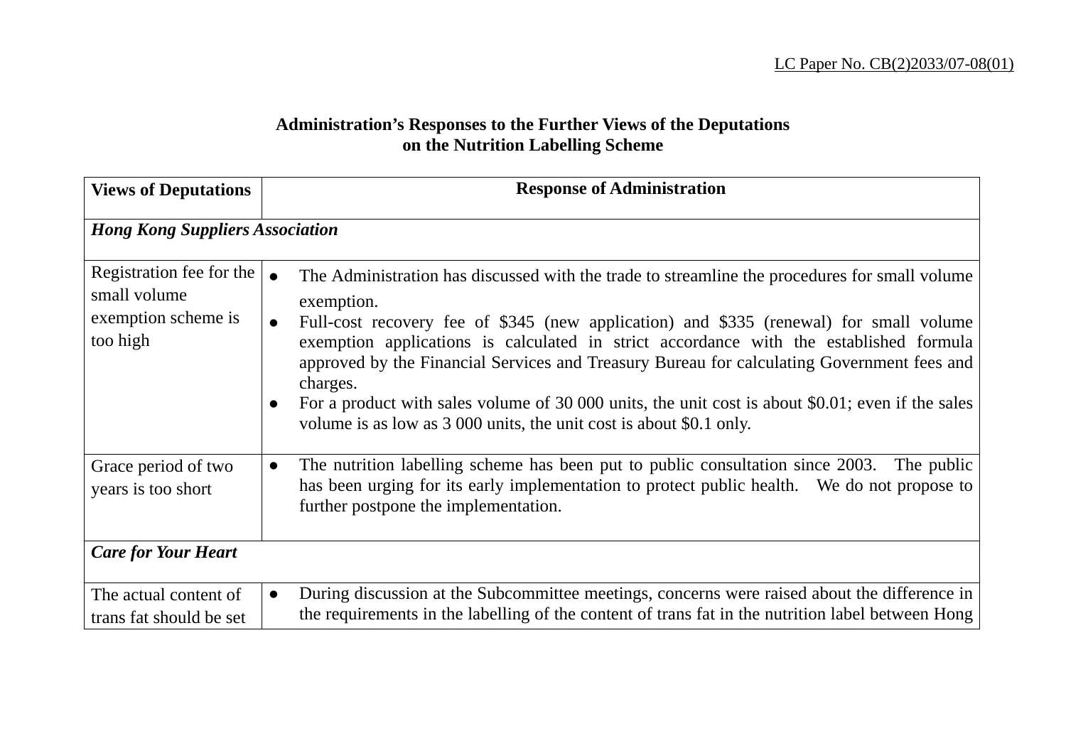LC Paper No. CB(2)2033/07-08(01)

**Administration's Responses to the Further Views of the Deputations on the Nutrition Labelling Scheme**

| **Views of Deputations** | **Response of Administration** |
|---|---|
| ***Hong Kong Suppliers Association*** | |
| Registration fee for the small volume exemption scheme is too high | ● The Administration has discussed with the trade to streamline the procedures for small volume exemption.<br>● Full-cost recovery fee of $345 (new application) and $335 (renewal) for small volume exemption applications is calculated in strict accordance with the established formula approved by the Financial Services and Treasury Bureau for calculating Government fees and charges.<br>● For a product with sales volume of 30 000 units, the unit cost is about $0.01; even if the sales volume is as low as 3 000 units, the unit cost is about $0.1 only. |
| Grace period of two years is too short | ● The nutrition labelling scheme has been put to public consultation since 2003. The public has been urging for its early implementation to protect public health. We do not propose to further postpone the implementation. |
| ***Care for Your Heart*** | |
| The actual content of trans fat should be set | ● During discussion at the Subcommittee meetings, concerns were raised about the difference in the requirements in the labelling of the content of trans fat in the nutrition label between Hong |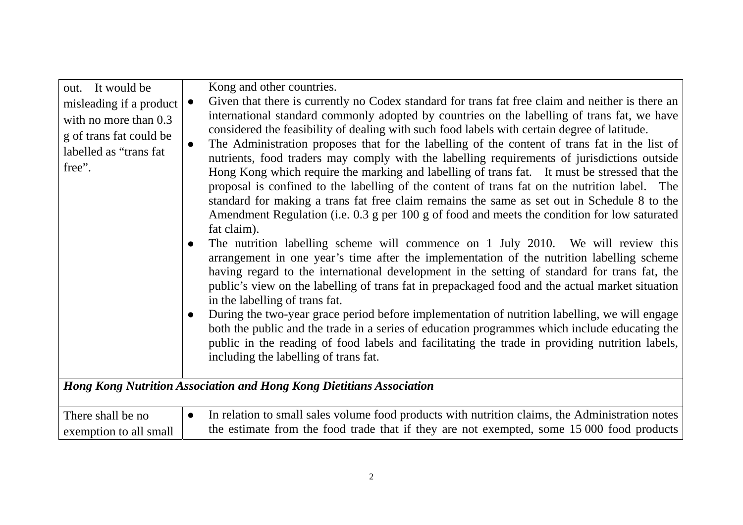| | |
|---|---|
| out. It would be misleading if a product with no more than 0.3 g of trans fat could be labelled as "trans fat free". | Kong and other countries.<br>● Given that there is currently no Codex standard for trans fat free claim and neither is there an international standard commonly adopted by countries on the labelling of trans fat, we have considered the feasibility of dealing with such food labels with certain degree of latitude.<br>● The Administration proposes that for the labelling of the content of trans fat in the list of nutrients, food traders may comply with the labelling requirements of jurisdictions outside Hong Kong which require the marking and labelling of trans fat. It must be stressed that the proposal is confined to the labelling of the content of trans fat on the nutrition label. The standard for making a trans fat free claim remains the same as set out in Schedule 8 to the Amendment Regulation (i.e. 0.3 g per 100 g of food and meets the condition for low saturated fat claim).<br>● The nutrition labelling scheme will commence on 1 July 2010. We will review this arrangement in one year's time after the implementation of the nutrition labelling scheme having regard to the international development in the setting of standard for trans fat, the public's view on the labelling of trans fat in prepackaged food and the actual market situation in the labelling of trans fat.<br>● During the two-year grace period before implementation of nutrition labelling, we will engage both the public and the trade in a series of education programmes which include educating the public in the reading of food labels and facilitating the trade in providing nutrition labels, including the labelling of trans fat. |
| ***Hong Kong Nutrition Association and Hong Kong Dietitians Association*** | |
| There shall be no exemption to all small | ● In relation to small sales volume food products with nutrition claims, the Administration notes the estimate from the food trade that if they are not exempted, some 15 000 food products |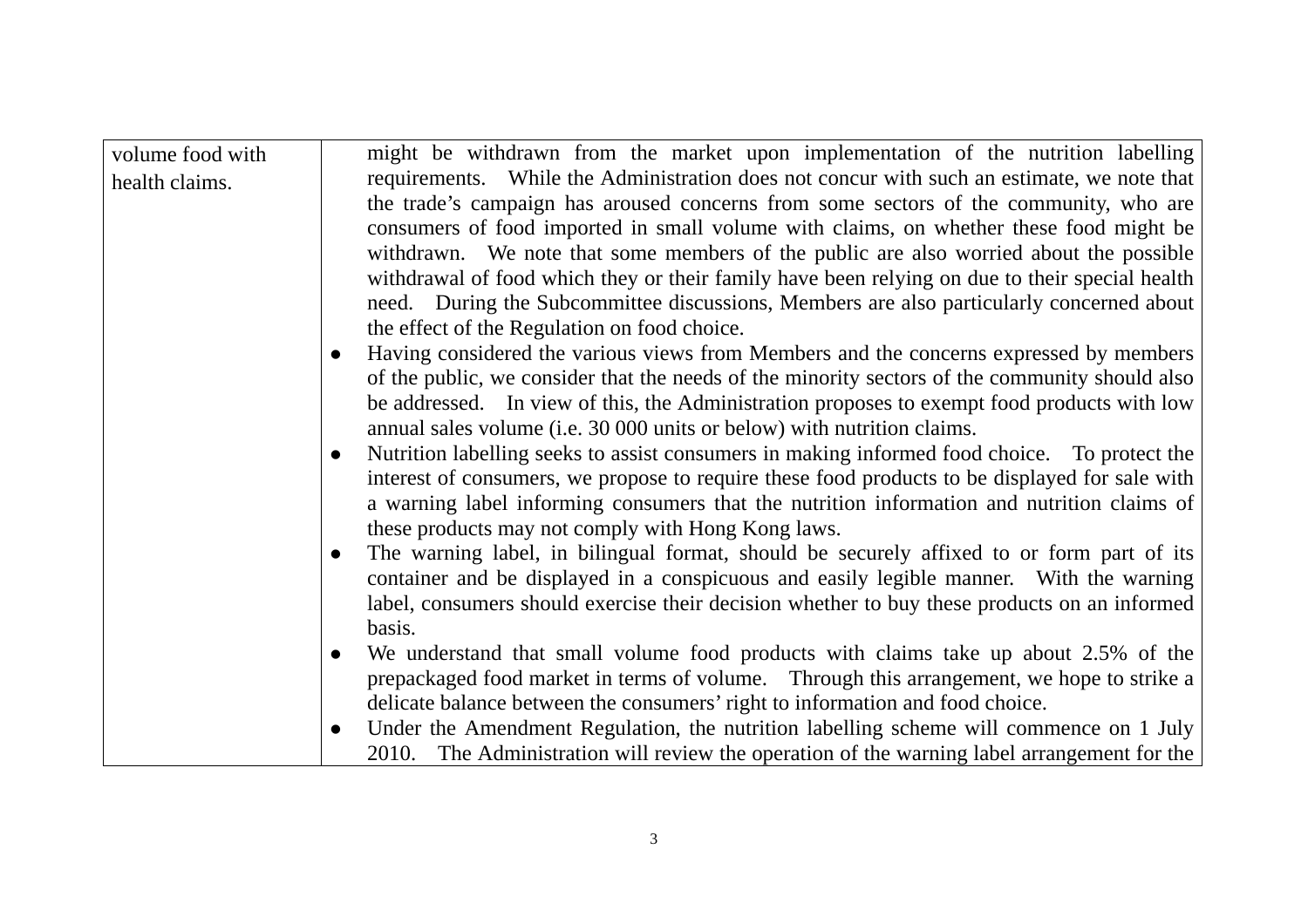| | |
|---|---|
| volume food with health claims. | might be withdrawn from the market upon implementation of the nutrition labelling requirements. While the Administration does not concur with such an estimate, we note that the trade's campaign has aroused concerns from some sectors of the community, who are consumers of food imported in small volume with claims, on whether these food might be withdrawn. We note that some members of the public are also worried about the possible withdrawal of food which they or their family have been relying on due to their special health need. During the Subcommittee discussions, Members are also particularly concerned about the effect of the Regulation on food choice.<br>● Having considered the various views from Members and the concerns expressed by members of the public, we consider that the needs of the minority sectors of the community should also be addressed. In view of this, the Administration proposes to exempt food products with low annual sales volume (i.e. 30 000 units or below) with nutrition claims.<br>● Nutrition labelling seeks to assist consumers in making informed food choice. To protect the interest of consumers, we propose to require these food products to be displayed for sale with a warning label informing consumers that the nutrition information and nutrition claims of these products may not comply with Hong Kong laws.<br>● The warning label, in bilingual format, should be securely affixed to or form part of its container and be displayed in a conspicuous and easily legible manner. With the warning label, consumers should exercise their decision whether to buy these products on an informed basis.<br>● We understand that small volume food products with claims take up about 2.5% of the prepackaged food market in terms of volume. Through this arrangement, we hope to strike a delicate balance between the consumers' right to information and food choice.<br>● Under the Amendment Regulation, the nutrition labelling scheme will commence on 1 July 2010. The Administration will review the operation of the warning label arrangement for the |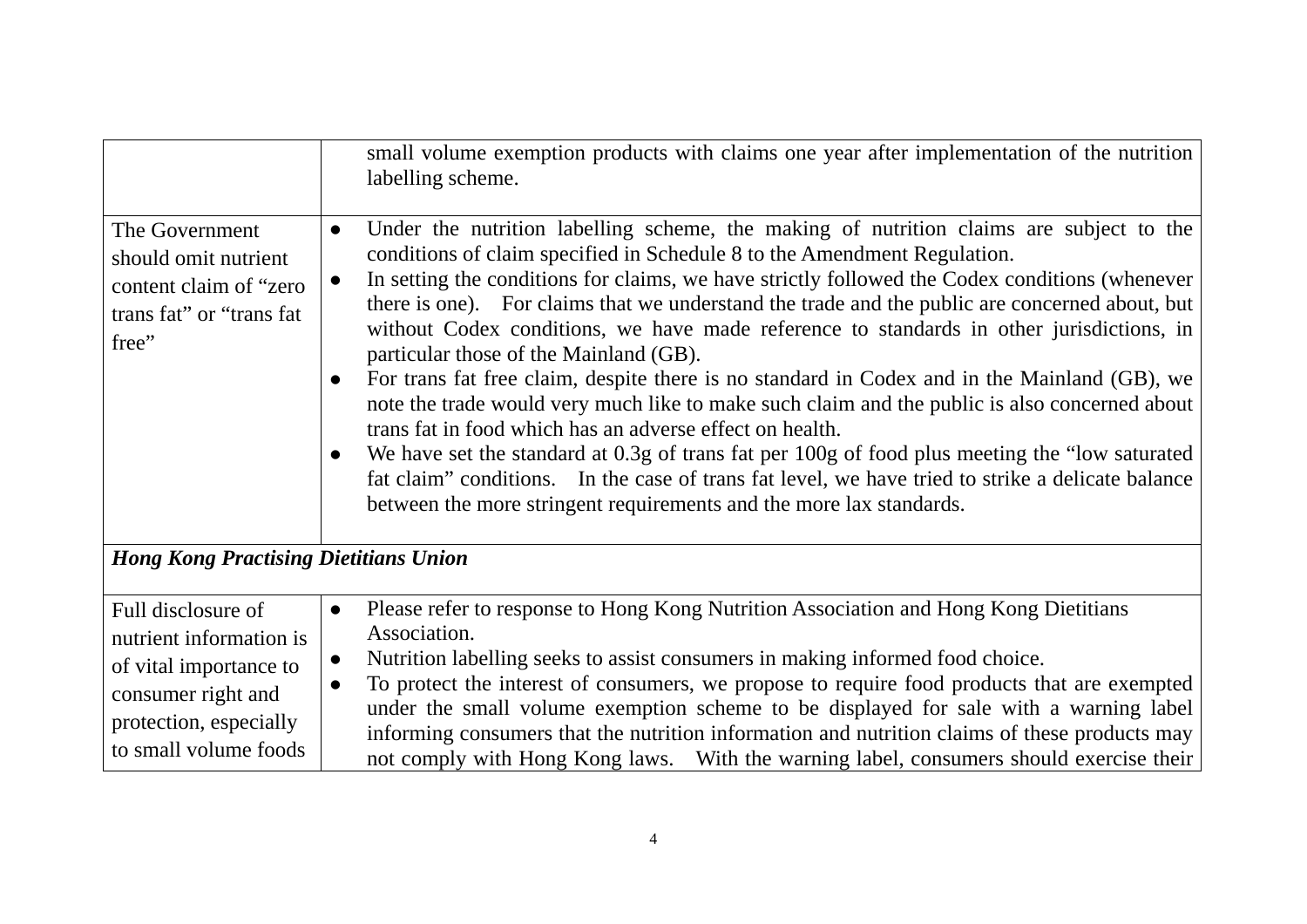| | |
|---|---|
| | small volume exemption products with claims one year after implementation of the nutrition labelling scheme. |
| The Government should omit nutrient content claim of "zero trans fat" or "trans fat free" | ● Under the nutrition labelling scheme, the making of nutrition claims are subject to the conditions of claim specified in Schedule 8 to the Amendment Regulation. <br>● In setting the conditions for claims, we have strictly followed the Codex conditions (whenever there is one). For claims that we understand the trade and the public are concerned about, but without Codex conditions, we have made reference to standards in other jurisdictions, in particular those of the Mainland (GB). <br>● For trans fat free claim, despite there is no standard in Codex and in the Mainland (GB), we note the trade would very much like to make such claim and the public is also concerned about trans fat in food which has an adverse effect on health. <br>● We have set the standard at 0.3g of trans fat per 100g of food plus meeting the "low saturated fat claim" conditions. In the case of trans fat level, we have tried to strike a delicate balance between the more stringent requirements and the more lax standards. |
| ***Hong Kong Practising Dietitians Union*** | |
| Full disclosure of nutrient information is of vital importance to consumer right and protection, especially to small volume foods | ● Please refer to response to Hong Kong Nutrition Association and Hong Kong Dietitians Association. <br>● Nutrition labelling seeks to assist consumers in making informed food choice. <br>● To protect the interest of consumers, we propose to require food products that are exempted under the small volume exemption scheme to be displayed for sale with a warning label informing consumers that the nutrition information and nutrition claims of these products may not comply with Hong Kong laws. With the warning label, consumers should exercise their |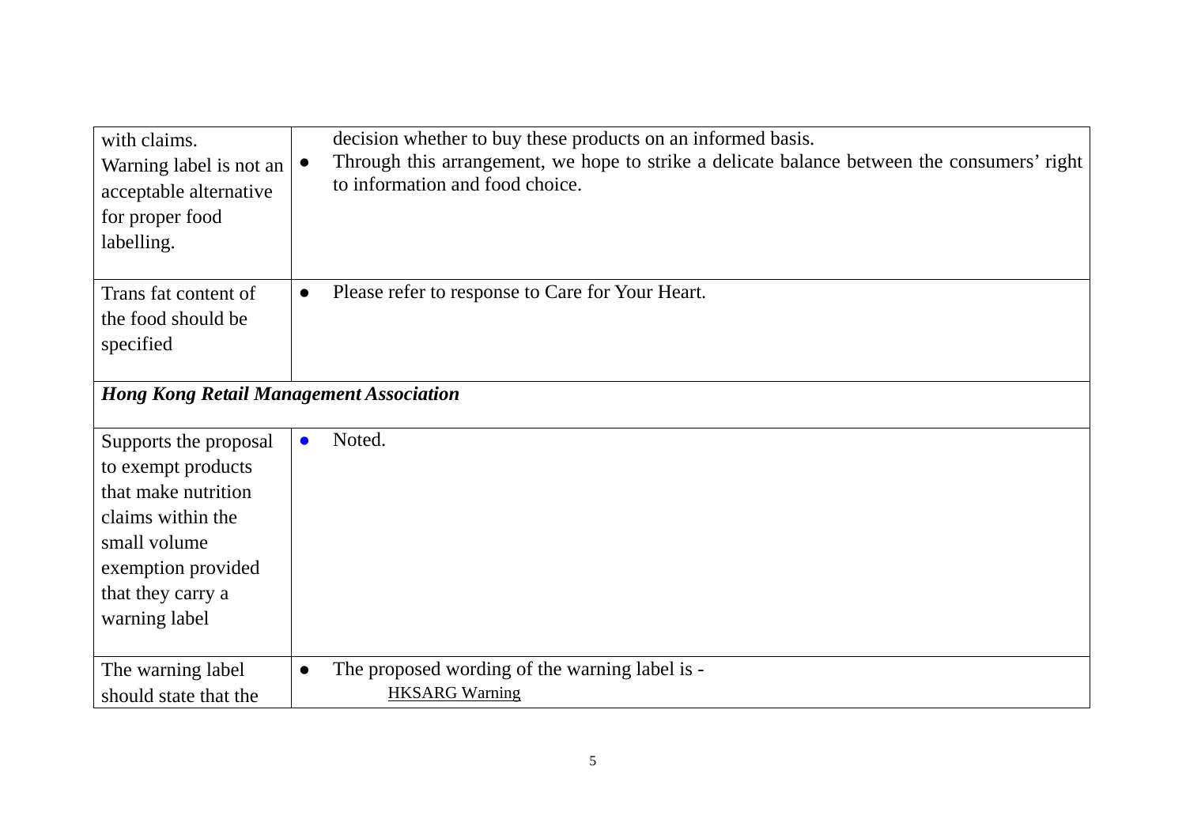| | |
|---|---|
| with claims.<br>Warning label is not an acceptable alternative for proper food labelling. | decision whether to buy these products on an informed basis.<br>● Through this arrangement, we hope to strike a delicate balance between the consumers' right to information and food choice. |
| Trans fat content of the food should be specified | ● Please refer to response to Care for Your Heart. |
| ***Hong Kong Retail Management Association*** | |
| Supports the proposal to exempt products that make nutrition claims within the small volume exemption provided that they carry a warning label | ● Noted. |
| The warning label should state that the | ● The proposed wording of the warning label is -<br>HKSARG Warning |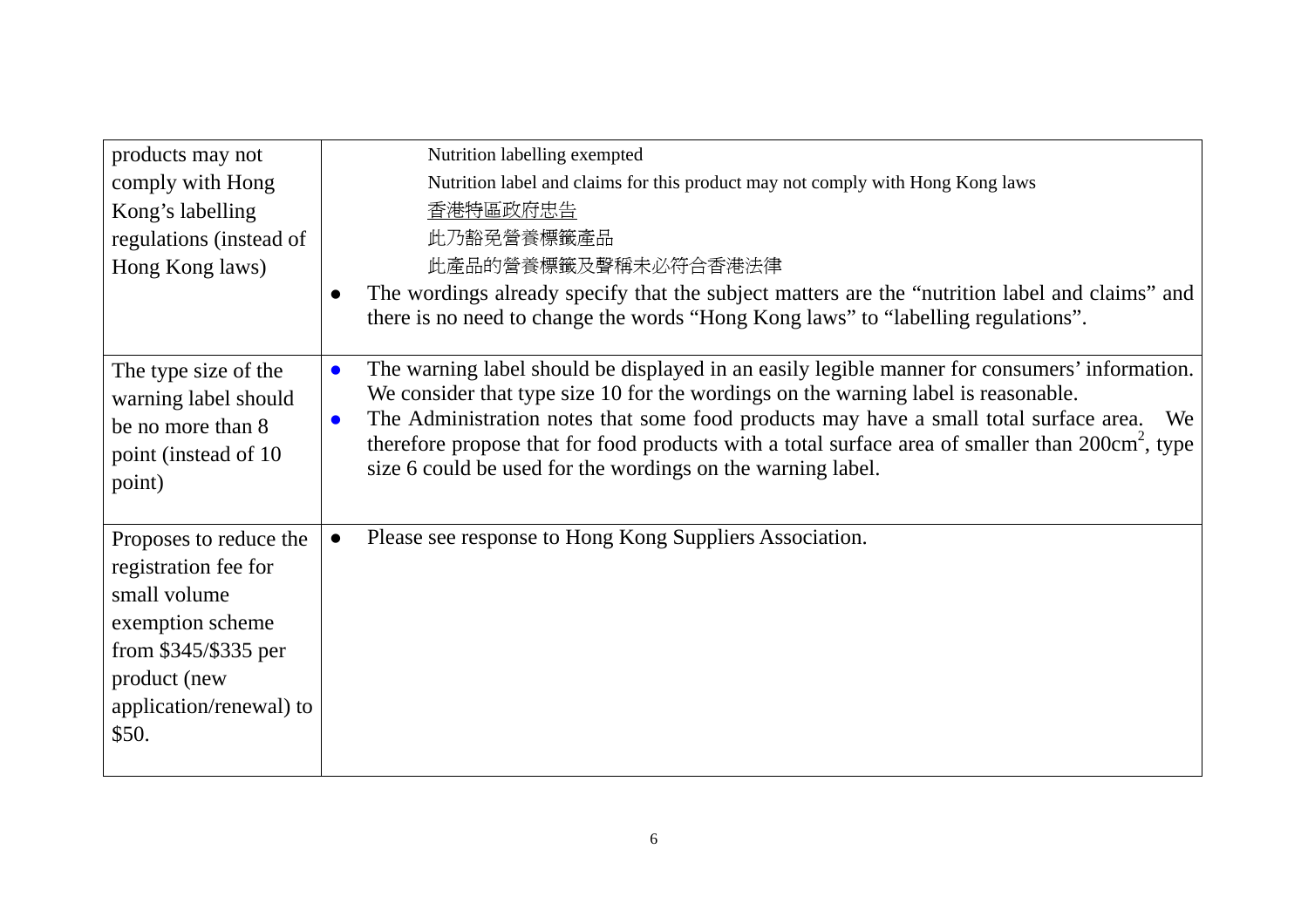| | |
|---|---|
| products may not comply with Hong Kong's labelling regulations (instead of Hong Kong laws) | Nutrition labelling exempted<br>Nutrition label and claims for this product may not comply with Hong Kong laws<br>香港特區政府忠告<br>此乃豁免營養標籤產品<br>此產品的營養標籤及聲稱未必符合香港法律<br>● The wordings already specify that the subject matters are the "nutrition label and claims" and there is no need to change the words "Hong Kong laws" to "labelling regulations". |
| The type size of the warning label should be no more than 8 point (instead of 10 point) | ● The warning label should be displayed in an easily legible manner for consumers' information. We consider that type size 10 for the wordings on the warning label is reasonable.<br>● The Administration notes that some food products may have a small total surface area. We therefore propose that for food products with a total surface area of smaller than $200cm^2$, type size 6 could be used for the wordings on the warning label. |
| Proposes to reduce the registration fee for small volume exemption scheme from $345/$335 per product (new application/renewal) to $50. | ● Please see response to Hong Kong Suppliers Association. |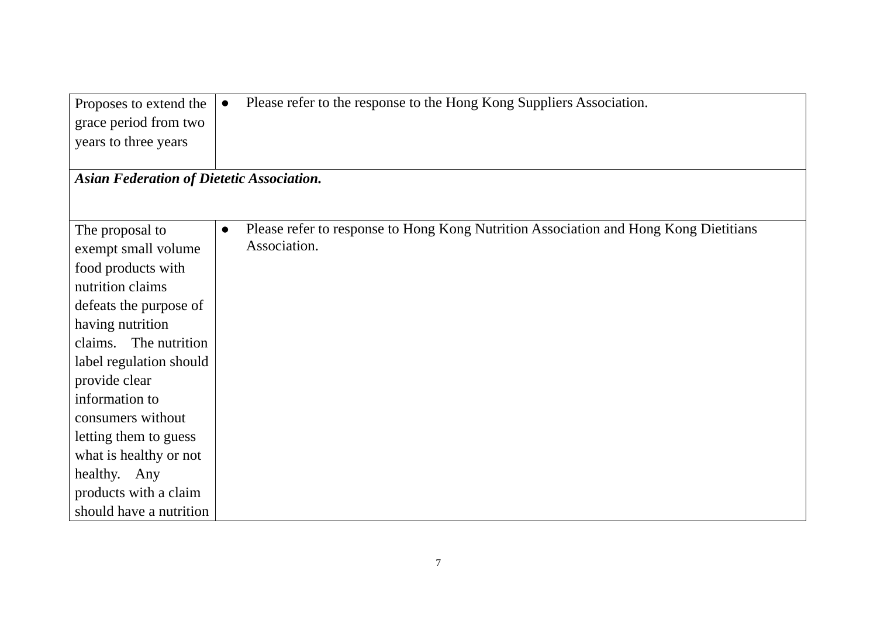| | |
|---|---|
| Proposes to extend the grace period from two years to three years | ● Please refer to the response to the Hong Kong Suppliers Association. |
| ***Asian Federation of Dietetic Association.*** | |
| The proposal to exempt small volume food products with nutrition claims defeats the purpose of having nutrition claims. The nutrition label regulation should provide clear information to consumers without letting them to guess what is healthy or not healthy. Any products with a claim should have a nutrition | ● Please refer to response to Hong Kong Nutrition Association and Hong Kong Dietitians Association. |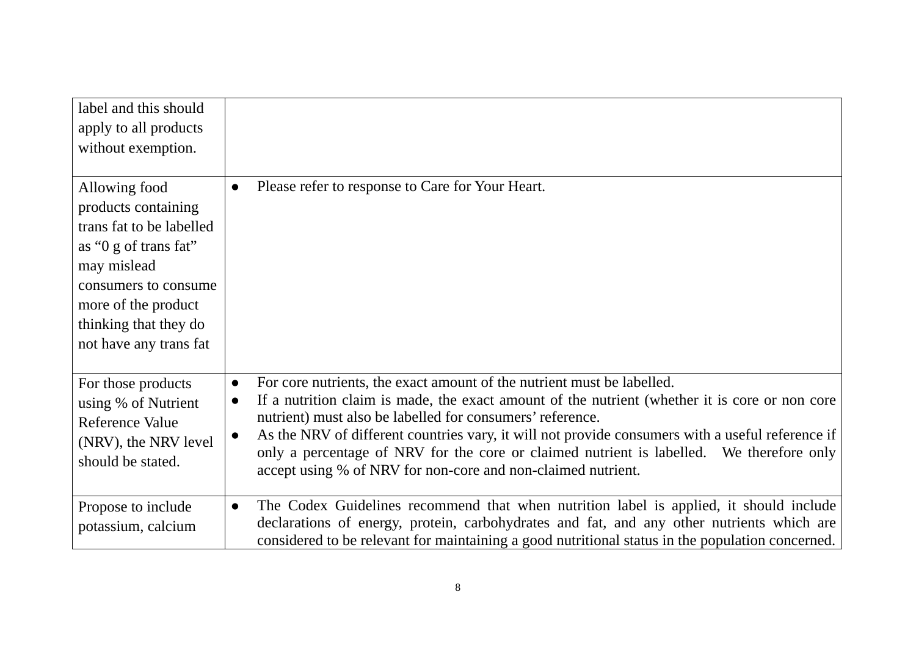| | |
|---|---|
| label and this should apply to all products without exemption. | |
| Allowing food products containing trans fat to be labelled as “0 g of trans fat” may mislead consumers to consume more of the product thinking that they do not have any trans fat | ● Please refer to response to Care for Your Heart. |
| For those products using % of Nutrient Reference Value (NRV), the NRV level should be stated. | ● For core nutrients, the exact amount of the nutrient must be labelled.<br>● If a nutrition claim is made, the exact amount of the nutrient (whether it is core or non core nutrient) must also be labelled for consumers' reference.<br>● As the NRV of different countries vary, it will not provide consumers with a useful reference if only a percentage of NRV for the core or claimed nutrient is labelled. We therefore only accept using % of NRV for non-core and non-claimed nutrient. |
| Propose to include potassium, calcium | ● The Codex Guidelines recommend that when nutrition label is applied, it should include declarations of energy, protein, carbohydrates and fat, and any other nutrients which are considered to be relevant for maintaining a good nutritional status in the population concerned. |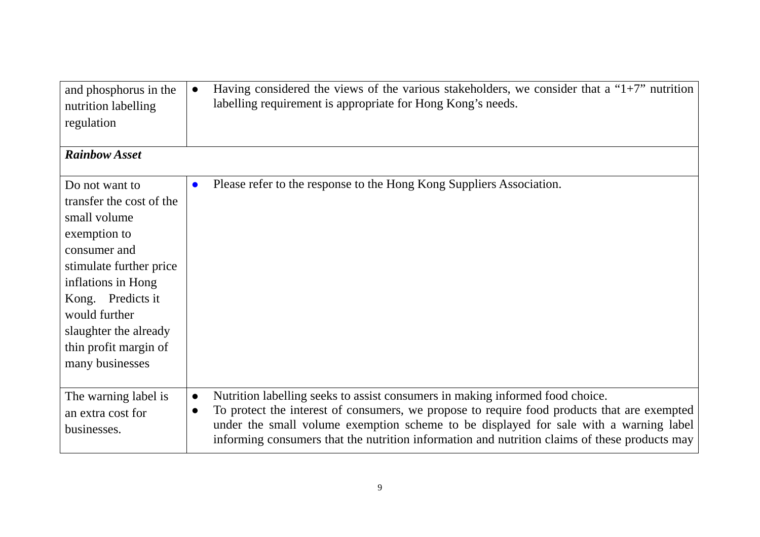| | |
|---|---|
| and phosphorus in the nutrition labelling regulation | ● Having considered the views of the various stakeholders, we consider that a "1+7" nutrition labelling requirement is appropriate for Hong Kong's needs. |
| ***Rainbow Asset*** | |
| Do not want to transfer the cost of the small volume exemption to consumer and stimulate further price inflations in Hong Kong. Predicts it would further slaughter the already thin profit margin of many businesses | ● Please refer to the response to the Hong Kong Suppliers Association. |
| The warning label is an extra cost for businesses. | ● Nutrition labelling seeks to assist consumers in making informed food choice.<br>● To protect the interest of consumers, we propose to require food products that are exempted under the small volume exemption scheme to be displayed for sale with a warning label informing consumers that the nutrition information and nutrition claims of these products may |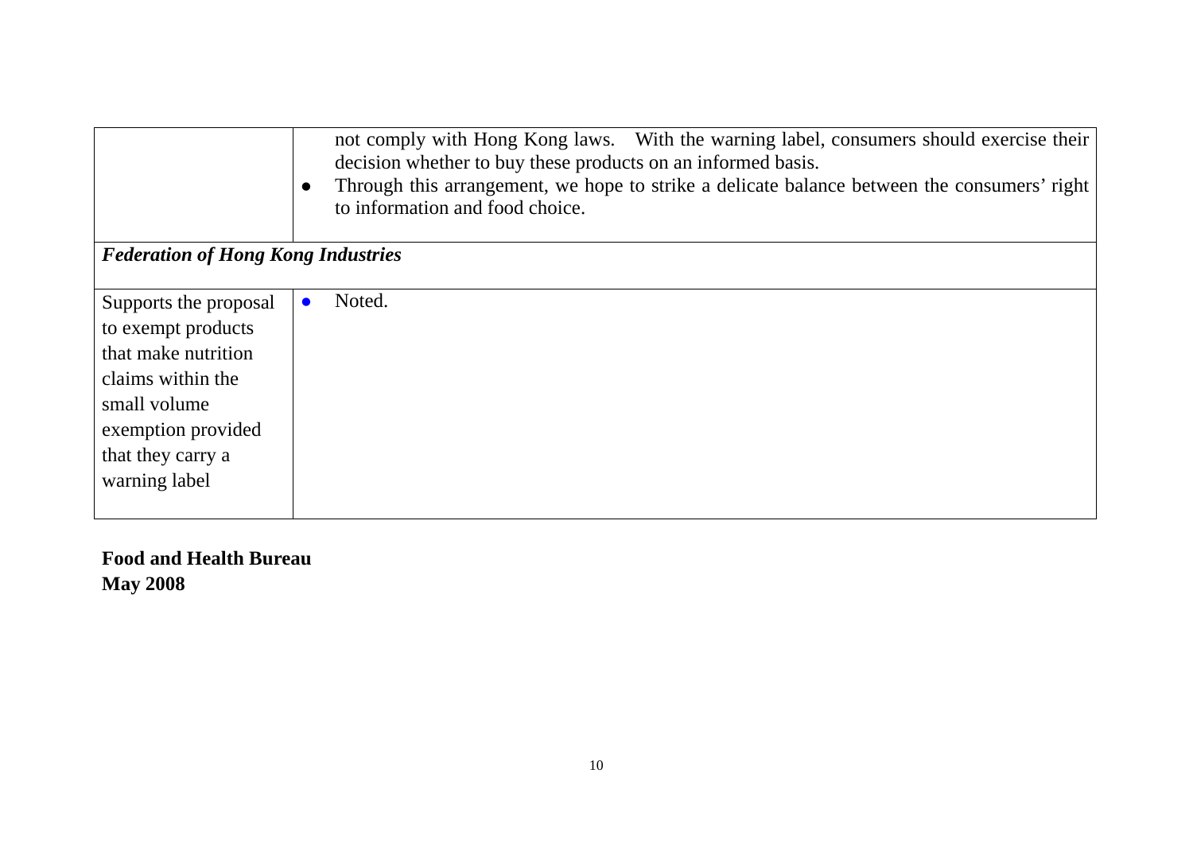| | |
|---|---|
| | not comply with Hong Kong laws. With the warning label, consumers should exercise their decision whether to buy these products on an informed basis.<br>● Through this arrangement, we hope to strike a delicate balance between the consumers' right to information and food choice. |
| ***Federation of Hong Kong Industries*** | |
| Supports the proposal to exempt products that make nutrition claims within the small volume exemption provided that they carry a warning label | ● Noted. |

**Food and Health Bureau**
**May 2008**